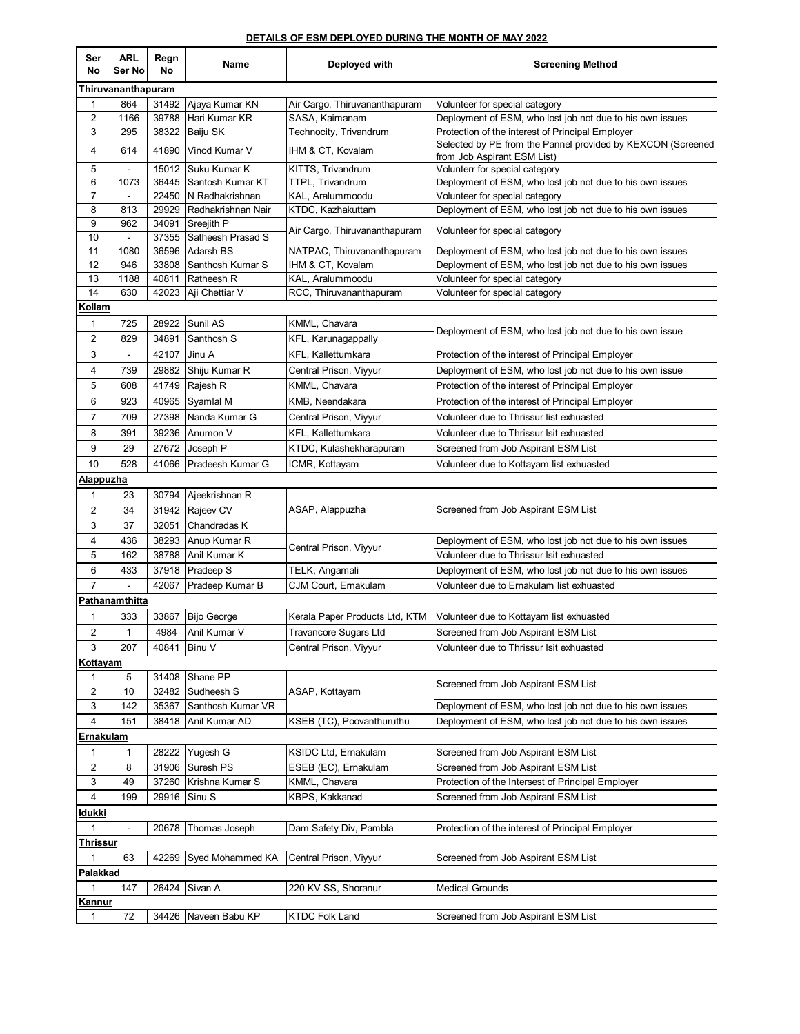**DETAILS OF ESM DEPLOYED DURING THE MONTH OF MAY 2022**

| Ser No | ARL Ser No | Regn No | Name | Deployed with | Screening Method |
|---|---|---|---|---|---|
| **Thiruvananthapuram** | | | | | |
| 1 | 864 | 31492 | Ajaya Kumar KN | Air Cargo, Thiruvananthapuram | Volunteer for special category |
| 2 | 1166 | 39788 | Hari Kumar KR | SASA, Kaimanam | Deployment of ESM, who lost job not due to his own issues |
| 3 | 295 | 38322 | Baiju SK | Technocity, Trivandrum | Protection of the interest of Principal Employer |
| 4 | 614 | 41890 | Vinod Kumar V | IHM & CT, Kovalam | Selected by PE from the Pannel provided by KEXCON (Screened from Job Aspirant ESM List) |
| 5 | - | 15012 | Suku Kumar K | KITTS, Trivandrum | Volunterr for special category |
| 6 | 1073 | 36445 | Santosh Kumar KT | TTPL, Trivandrum | Deployment of ESM, who lost job not due to his own issues |
| 7 | - | 22450 | N Radhakrishnan | KAL, Aralummoodu | Volunteer for special category |
| 8 | 813 | 29929 | Radhakrishnan Nair | KTDC, Kazhakuttam | Deployment of ESM, who lost job not due to his own issues |
| 9 | 962 | 34091 | Sreejith P | Air Cargo, Thiruvananthapuram | Volunteer for special category |
| 10 | - | 37355 | Satheesh Prasad S | | |
| 11 | 1080 | 36596 | Adarsh BS | NATPAC, Thiruvananthapuram | Deployment of ESM, who lost job not due to his own issues |
| 12 | 946 | 33808 | Santhosh Kumar S | IHM & CT, Kovalam | Deployment of ESM, who lost job not due to his own issues |
| 13 | 1188 | 40811 | Ratheesh R | KAL, Aralummoodu | Volunteer for special category |
| 14 | 630 | 42023 | Aji Chettiar V | RCC, Thiruvananthapuram | Volunteer for special category |
| **Kollam** | | | | | |
| 1 | 725 | 28922 | Sunil AS | KMML, Chavara | Deployment of ESM, who lost job not due to his own issue |
| 2 | 829 | 34891 | Santhosh S | KFL, Karunagappally | |
| 3 | - | 42107 | Jinu A | KFL, Kallettumkara | Protection of the interest of Principal Employer |
| 4 | 739 | 29882 | Shiju Kumar R | Central Prison, Viyyur | Deployment of ESM, who lost job not due to his own issue |
| 5 | 608 | 41749 | Rajesh R | KMML, Chavara | Protection of the interest of Principal Employer |
| 6 | 923 | 40965 | Syamlal M | KMB, Neendakara | Protection of the interest of Principal Employer |
| 7 | 709 | 27398 | Nanda Kumar G | Central Prison, Viyyur | Volunteer due to Thrissur list exhuasted |
| 8 | 391 | 39236 | Anumon V | KFL, Kallettumkara | Volunteer due to Thrissur lsit exhuasted |
| 9 | 29 | 27672 | Joseph P | KTDC, Kulashekharapuram | Screened from Job Aspirant ESM List |
| 10 | 528 | 41066 | Pradeesh Kumar G | ICMR, Kottayam | Volunteer due to Kottayam list exhuasted |
| **Alappuzha** | | | | | |
| 1 | 23 | 30794 | Ajeekrishnan R | ASAP, Alappuzha | Screened from Job Aspirant ESM List |
| 2 | 34 | 31942 | Rajeev CV | | |
| 3 | 37 | 32051 | Chandradas K | | |
| 4 | 436 | 38293 | Anup Kumar R | Central Prison, Viyyur | Deployment of ESM, who lost job not due to his own issues |
| 5 | 162 | 38788 | Anil Kumar K | | Volunteer due to Thrissur lsit exhuasted |
| 6 | 433 | 37918 | Pradeep S | TELK, Angamali | Deployment of ESM, who lost job not due to his own issues |
| 7 | - | 42067 | Pradeep Kumar B | CJM Court, Ernakulam | Volunteer due to Ernakulam list exhuasted |
| **Pathanamthitta** | | | | | |
| 1 | 333 | 33867 | Bijo George | Kerala Paper Products Ltd, KTM | Volunteer due to Kottayam list exhuasted |
| 2 | 1 | 4984 | Anil Kumar V | Travancore Sugars Ltd | Screened from Job Aspirant ESM List |
| 3 | 207 | 40841 | Binu V | Central Prison, Viyyur | Volunteer due to Thrissur lsit exhuasted |
| **Kottayam** | | | | | |
| 1 | 5 | 31408 | Shane PP | ASAP, Kottayam | Screened from Job Aspirant ESM List |
| 2 | 10 | 32482 | Sudheesh S | | |
| 3 | 142 | 35367 | Santhosh Kumar VR | | Deployment of ESM, who lost job not due to his own issues |
| 4 | 151 | 38418 | Anil Kumar AD | KSEB (TC), Poovanthuruthu | Deployment of ESM, who lost job not due to his own issues |
| **Ernakulam** | | | | | |
| 1 | 1 | 28222 | Yugesh G | KSIDC Ltd, Ernakulam | Screened from Job Aspirant ESM List |
| 2 | 8 | 31906 | Suresh PS | ESEB (EC), Ernakulam | Screened from Job Aspirant ESM List |
| 3 | 49 | 37260 | Krishna Kumar S | KMML, Chavara | Protection of the Intersest of Principal Employer |
| 4 | 199 | 29916 | Sinu S | KBPS, Kakkanad | Screened from Job Aspirant ESM List |
| **Idukki** | | | | | |
| 1 | - | 20678 | Thomas Joseph | Dam Safety Div, Pambla | Protection of the interest of Principal Employer |
| **Thrissur** | | | | | |
| 1 | 63 | 42269 | Syed Mohammed KA | Central Prison, Viyyur | Screened from Job Aspirant ESM List |
| **Palakkad** | | | | | |
| 1 | 147 | 26424 | Sivan A | 220 KV SS, Shoranur | Medical Grounds |
| **Kannur** | | | | | |
| 1 | 72 | 34426 | Naveen Babu KP | KTDC Folk Land | Screened from Job Aspirant ESM List |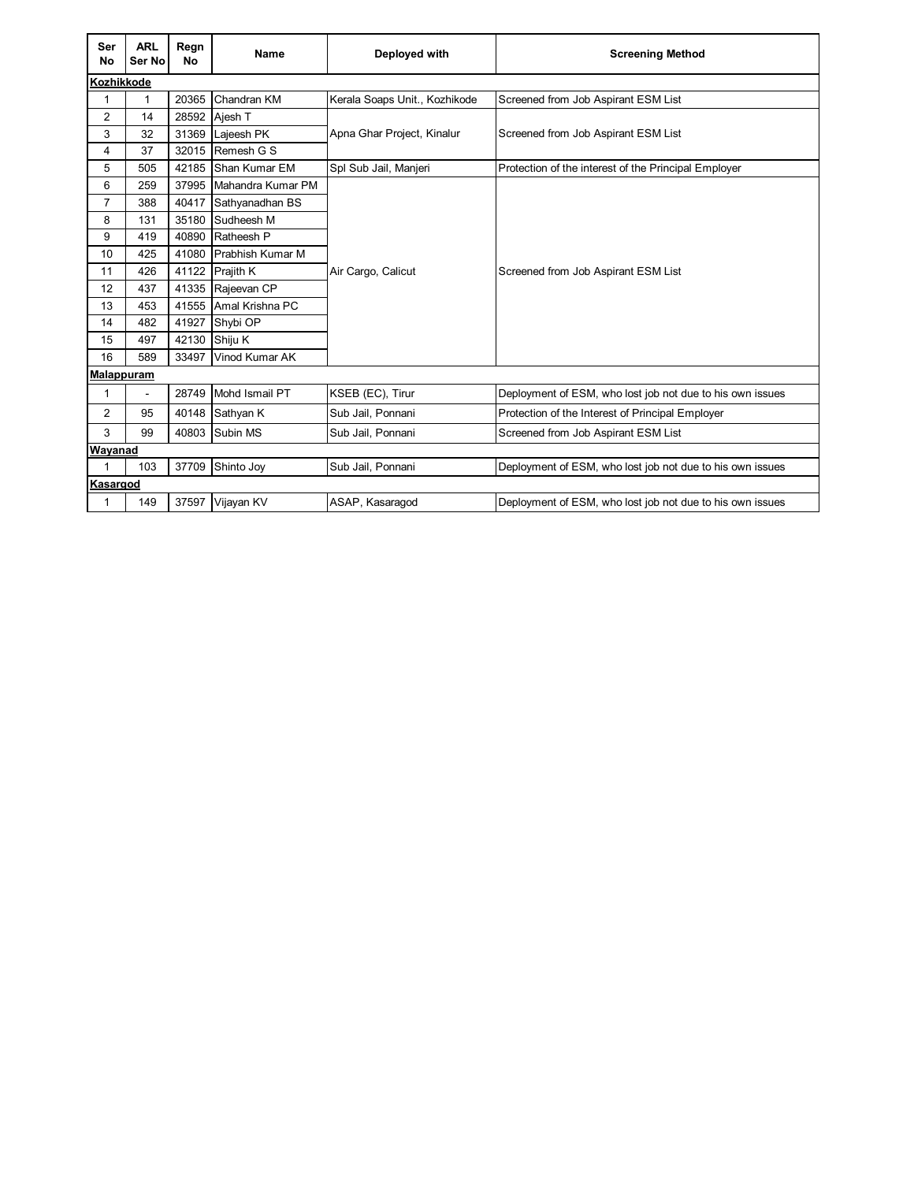| Ser No | ARL Ser No | Regn No | Name | Deployed with | Screening Method |
|---|---|---|---|---|---|
| **Kozhikkode** | | | | | |
| 1 | 1 | 20365 | Chandran KM | Kerala Soaps Unit., Kozhikode | Screened from Job Aspirant ESM List |
| 2 | 14 | 28592 | Ajesh T | Apna Ghar Project, Kinalur | Screened from Job Aspirant ESM List |
| 3 | 32 | 31369 | Lajeesh PK | | |
| 4 | 37 | 32015 | Remesh G S | | |
| 5 | 505 | 42185 | Shan Kumar EM | Spl Sub Jail, Manjeri | Protection of the interest of the Principal Employer |
| 6 | 259 | 37995 | Mahandra Kumar PM | Air Cargo, Calicut | Screened from Job Aspirant ESM List |
| 7 | 388 | 40417 | Sathyanadhan BS | | |
| 8 | 131 | 35180 | Sudheesh M | | |
| 9 | 419 | 40890 | Ratheesh P | | |
| 10 | 425 | 41080 | Prabhish Kumar M | | |
| 11 | 426 | 41122 | Prajith K | | |
| 12 | 437 | 41335 | Rajeevan CP | | |
| 13 | 453 | 41555 | Amal Krishna PC | | |
| 14 | 482 | 41927 | Shybi OP | | |
| 15 | 497 | 42130 | Shiju K | | |
| 16 | 589 | 33497 | Vinod Kumar AK | | |
| **Malappuram** | | | | | |
| 1 | - | 28749 | Mohd Ismail PT | KSEB (EC), Tirur | Deployment of ESM, who lost job not due to his own issues |
| 2 | 95 | 40148 | Sathyan K | Sub Jail, Ponnani | Protection of the Interest of Principal Employer |
| 3 | 99 | 40803 | Subin MS | Sub Jail, Ponnani | Screened from Job Aspirant ESM List |
| **Wayanad** | | | | | |
| 1 | 103 | 37709 | Shinto Joy | Sub Jail, Ponnani | Deployment of ESM, who lost job not due to his own issues |
| **Kasargod** | | | | | |
| 1 | 149 | 37597 | Vijayan KV | ASAP, Kasaragod | Deployment of ESM, who lost job not due to his own issues |